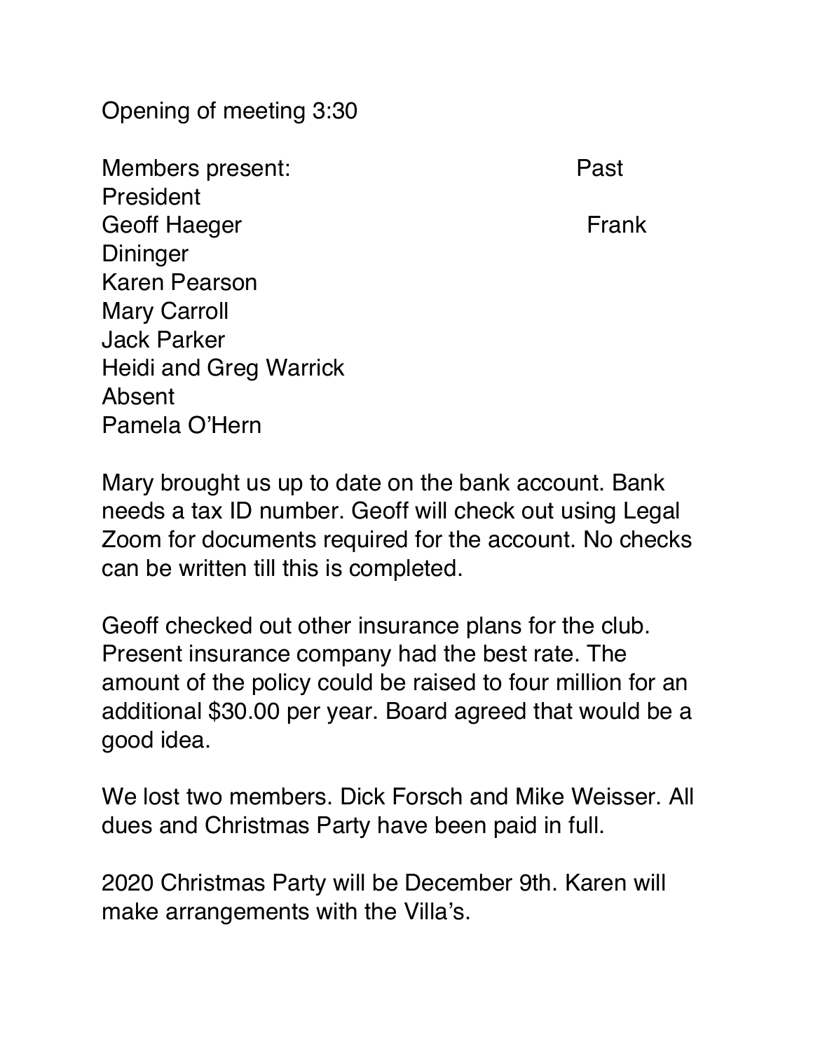Opening of meeting 3:30

Members present: Past President
Geoff Haeger Frank Dininger
Karen Pearson
Mary Carroll
Jack Parker
Heidi and Greg Warrick
Absent
Pamela O'Hern

Mary brought us up to date on the bank account. Bank needs a tax ID number. Geoff will check out using Legal Zoom for documents required for the account. No checks can be written till this is completed.

Geoff checked out other insurance plans for the club. Present insurance company had the best rate. The amount of the policy could be raised to four million for an additional $30.00 per year. Board agreed that would be a good idea.

We lost two members. Dick Forsch and Mike Weisser. All dues and Christmas Party have been paid in full.

2020 Christmas Party will be December 9th. Karen will make arrangements with the Villa's.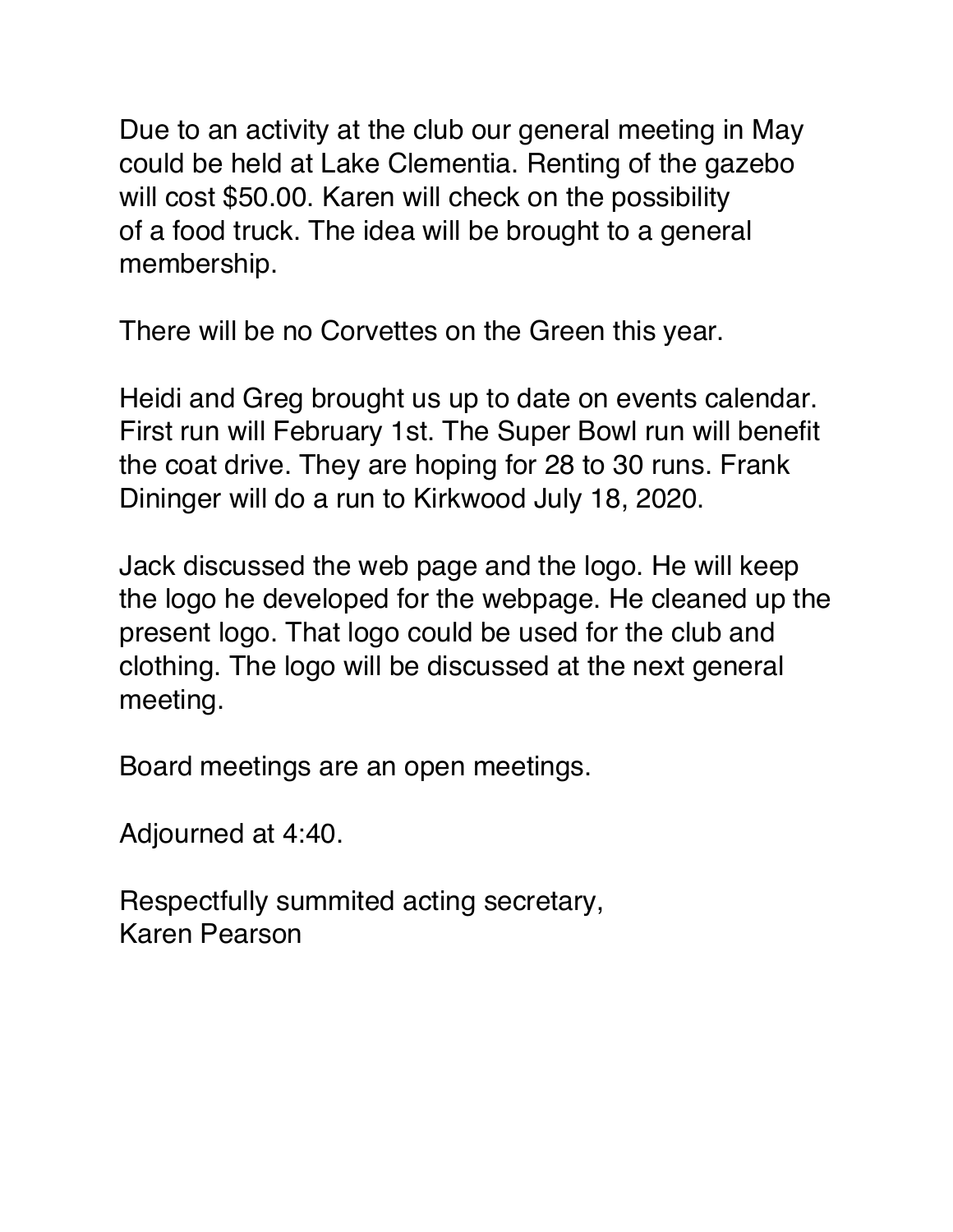Due to an activity at the club our general meeting in May could be held at Lake Clementia. Renting of the gazebo will cost $50.00. Karen will check on the possibility of a food truck. The idea will be brought to a general membership.

There will be no Corvettes on the Green this year.

Heidi and Greg brought us up to date on events calendar. First run will February 1st. The Super Bowl run will benefit the coat drive. They are hoping for 28 to 30 runs. Frank Dininger will do a run to Kirkwood July 18, 2020.

Jack discussed the web page and the logo. He will keep the logo he developed for the webpage. He cleaned up the present logo. That logo could be used for the club and clothing. The logo will be discussed at the next general meeting.

Board meetings are an open meetings.

Adjourned at 4:40.

Respectfully summited acting secretary,
Karen Pearson